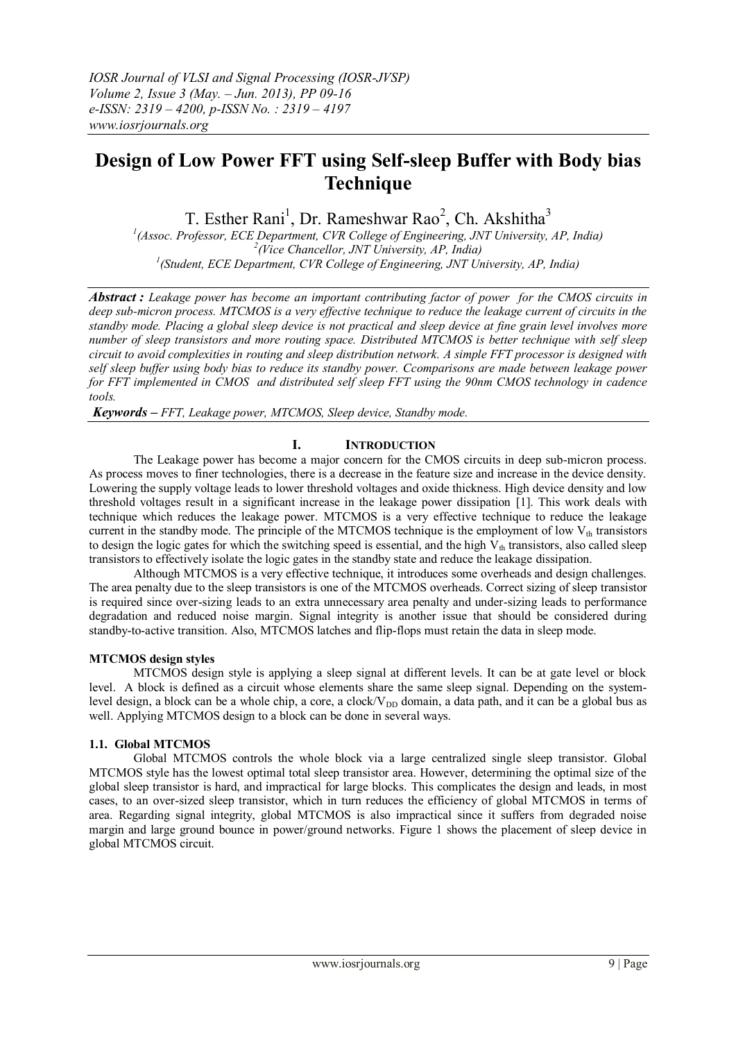# Design of Low Power FFT using Self-sleep Buffer with Body bias Technique

T. Esther Rani[1], Dr. Rameshwar Rao[2], Ch. Akshitha[3]

[1](Assoc. Professor, ECE Department, CVR College of Engineering, JNT University, AP, India)
[2](Vice Chancellor, JNT University, AP, India)
[1](Student, ECE Department, CVR College of Engineering, JNT University, AP, India)

***Abstract :*** *Leakage power has become an important contributing factor of power for the CMOS circuits in deep sub-micron process. MTCMOS is a very effective technique to reduce the leakage current of circuits in the standby mode. Placing a global sleep device is not practical and sleep device at fine grain level involves more number of sleep transistors and more routing space. Distributed MTCMOS is better technique with self sleep circuit to avoid complexities in routing and sleep distribution network. A simple FFT processor is designed with self sleep buffer using body bias to reduce its standby power. Ccomparisons are made between leakage power for FFT implemented in CMOS and distributed self sleep FFT using the 90nm CMOS technology in cadence tools.*

***Keywords*** *– FFT, Leakage power, MTCMOS, Sleep device, Standby mode.*

## I. Introduction

The Leakage power has become a major concern for the CMOS circuits in deep sub-micron process. As process moves to finer technologies, there is a decrease in the feature size and increase in the device density. Lowering the supply voltage leads to lower threshold voltages and oxide thickness. High device density and low threshold voltages result in a significant increase in the leakage power dissipation [1]. This work deals with technique which reduces the leakage power. MTCMOS is a very effective technique to reduce the leakage current in the standby mode. The principle of the MTCMOS technique is the employment of low $V_{th}$ transistors to design the logic gates for which the switching speed is essential, and the high $V_{th}$ transistors, also called sleep transistors to effectively isolate the logic gates in the standby state and reduce the leakage dissipation.

Although MTCMOS is a very effective technique, it introduces some overheads and design challenges. The area penalty due to the sleep transistors is one of the MTCMOS overheads. Correct sizing of sleep transistor is required since over-sizing leads to an extra unnecessary area penalty and under-sizing leads to performance degradation and reduced noise margin. Signal integrity is another issue that should be considered during standby-to-active transition. Also, MTCMOS latches and flip-flops must retain the data in sleep mode.

### MTCMOS design styles

MTCMOS design style is applying a sleep signal at different levels. It can be at gate level or block level. A block is defined as a circuit whose elements share the same sleep signal. Depending on the system-level design, a block can be a whole chip, a core, a clock/$V_{DD}$ domain, a data path, and it can be a global bus as well. Applying MTCMOS design to a block can be done in several ways.

### 1.1. Global MTCMOS

Global MTCMOS controls the whole block via a large centralized single sleep transistor. Global MTCMOS style has the lowest optimal total sleep transistor area. However, determining the optimal size of the global sleep transistor is hard, and impractical for large blocks. This complicates the design and leads, in most cases, to an over-sized sleep transistor, which in turn reduces the efficiency of global MTCMOS in terms of area. Regarding signal integrity, global MTCMOS is also impractical since it suffers from degraded noise margin and large ground bounce in power/ground networks. Figure 1 shows the placement of sleep device in global MTCMOS circuit.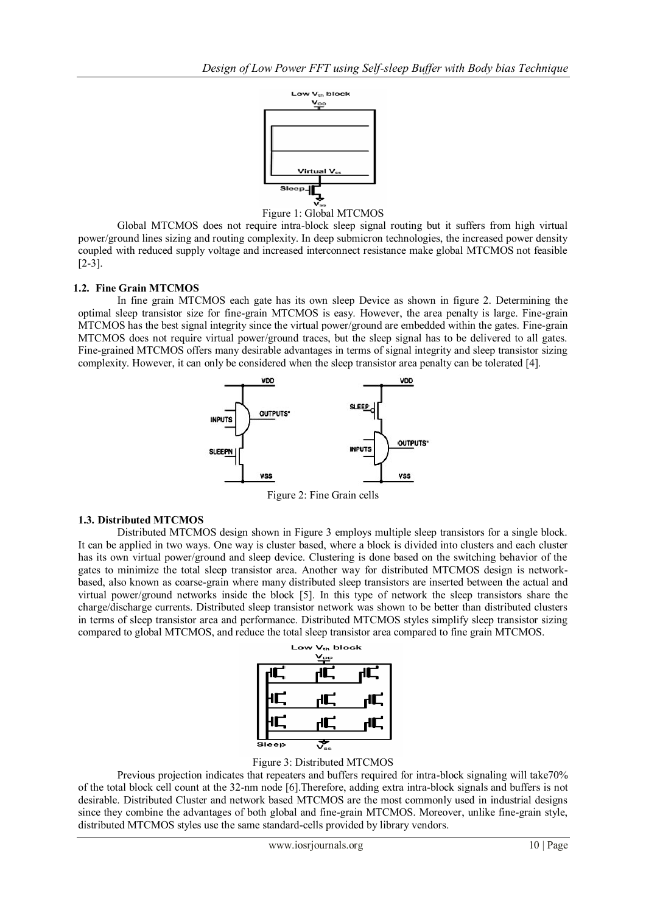Figure 1: Global MTCMOS

Global MTCMOS does not require intra-block sleep signal routing but it suffers from high virtual power/ground lines sizing and routing complexity. In deep submicron technologies, the increased power density coupled with reduced supply voltage and increased interconnect resistance make global MTCMOS not feasible [2-3].

### 1.2. Fine Grain MTCMOS

In fine grain MTCMOS each gate has its own sleep Device as shown in figure 2. Determining the optimal sleep transistor size for fine-grain MTCMOS is easy. However, the area penalty is large. Fine-grain MTCMOS has the best signal integrity since the virtual power/ground are embedded within the gates. Fine-grain MTCMOS does not require virtual power/ground traces, but the sleep signal has to be delivered to all gates. Fine-grained MTCMOS offers many desirable advantages in terms of signal integrity and sleep transistor sizing complexity. However, it can only be considered when the sleep transistor area penalty can be tolerated [4].

Figure 2: Fine Grain cells

### 1.3. Distributed MTCMOS

Distributed MTCMOS design shown in Figure 3 employs multiple sleep transistors for a single block. It can be applied in two ways. One way is cluster based, where a block is divided into clusters and each cluster has its own virtual power/ground and sleep device. Clustering is done based on the switching behavior of the gates to minimize the total sleep transistor area. Another way for distributed MTCMOS design is network-based, also known as coarse-grain where many distributed sleep transistors are inserted between the actual and virtual power/ground networks inside the block [5]. In this type of network the sleep transistors share the charge/discharge currents. Distributed sleep transistor network was shown to be better than distributed clusters in terms of sleep transistor area and performance. Distributed MTCMOS styles simplify sleep transistor sizing compared to global MTCMOS, and reduce the total sleep transistor area compared to fine grain MTCMOS.

Figure 3: Distributed MTCMOS

Previous projection indicates that repeaters and buffers required for intra-block signaling will take70% of the total block cell count at the 32-nm node [6].Therefore, adding extra intra-block signals and buffers is not desirable. Distributed Cluster and network based MTCMOS are the most commonly used in industrial designs since they combine the advantages of both global and fine-grain MTCMOS. Moreover, unlike fine-grain style, distributed MTCMOS styles use the same standard-cells provided by library vendors.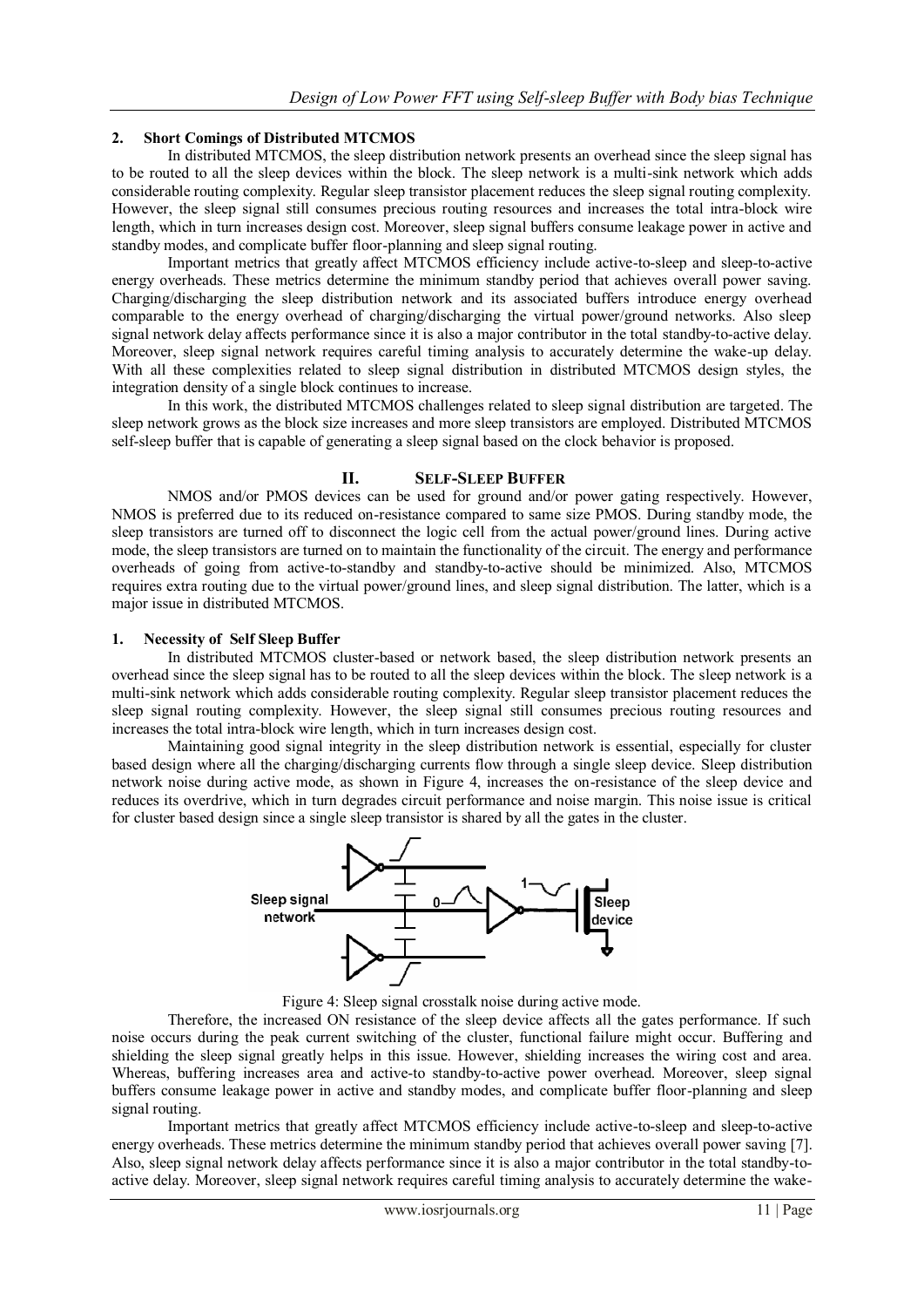### 2. Short Comings of Distributed MTCMOS

In distributed MTCMOS, the sleep distribution network presents an overhead since the sleep signal has to be routed to all the sleep devices within the block. The sleep network is a multi-sink network which adds considerable routing complexity. Regular sleep transistor placement reduces the sleep signal routing complexity. However, the sleep signal still consumes precious routing resources and increases the total intra-block wire length, which in turn increases design cost. Moreover, sleep signal buffers consume leakage power in active and standby modes, and complicate buffer floor-planning and sleep signal routing.

Important metrics that greatly affect MTCMOS efficiency include active-to-sleep and sleep-to-active energy overheads. These metrics determine the minimum standby period that achieves overall power saving. Charging/discharging the sleep distribution network and its associated buffers introduce energy overhead comparable to the energy overhead of charging/discharging the virtual power/ground networks. Also sleep signal network delay affects performance since it is also a major contributor in the total standby-to-active delay. Moreover, sleep signal network requires careful timing analysis to accurately determine the wake-up delay. With all these complexities related to sleep signal distribution in distributed MTCMOS design styles, the integration density of a single block continues to increase.

In this work, the distributed MTCMOS challenges related to sleep signal distribution are targeted. The sleep network grows as the block size increases and more sleep transistors are employed. Distributed MTCMOS self-sleep buffer that is capable of generating a sleep signal based on the clock behavior is proposed.

## II. SELF-SLEEP BUFFER

NMOS and/or PMOS devices can be used for ground and/or power gating respectively. However, NMOS is preferred due to its reduced on-resistance compared to same size PMOS. During standby mode, the sleep transistors are turned off to disconnect the logic cell from the actual power/ground lines. During active mode, the sleep transistors are turned on to maintain the functionality of the circuit. The energy and performance overheads of going from active-to-standby and standby-to-active should be minimized. Also, MTCMOS requires extra routing due to the virtual power/ground lines, and sleep signal distribution. The latter, which is a major issue in distributed MTCMOS.

### 1. Necessity of Self Sleep Buffer

In distributed MTCMOS cluster-based or network based, the sleep distribution network presents an overhead since the sleep signal has to be routed to all the sleep devices within the block. The sleep network is a multi-sink network which adds considerable routing complexity. Regular sleep transistor placement reduces the sleep signal routing complexity. However, the sleep signal still consumes precious routing resources and increases the total intra-block wire length, which in turn increases design cost.

Maintaining good signal integrity in the sleep distribution network is essential, especially for cluster based design where all the charging/discharging currents flow through a single sleep device. Sleep distribution network noise during active mode, as shown in Figure 4, increases the on-resistance of the sleep device and reduces its overdrive, which in turn degrades circuit performance and noise margin. This noise issue is critical for cluster based design since a single sleep transistor is shared by all the gates in the cluster.

Figure 4: Sleep signal crosstalk noise during active mode.

Therefore, the increased ON resistance of the sleep device affects all the gates performance. If such noise occurs during the peak current switching of the cluster, functional failure might occur. Buffering and shielding the sleep signal greatly helps in this issue. However, shielding increases the wiring cost and area. Whereas, buffering increases area and active-to standby-to-active power overhead. Moreover, sleep signal buffers consume leakage power in active and standby modes, and complicate buffer floor-planning and sleep signal routing.

Important metrics that greatly affect MTCMOS efficiency include active-to-sleep and sleep-to-active energy overheads. These metrics determine the minimum standby period that achieves overall power saving [7]. Also, sleep signal network delay affects performance since it is also a major contributor in the total standby-to-active delay. Moreover, sleep signal network requires careful timing analysis to accurately determine the wake-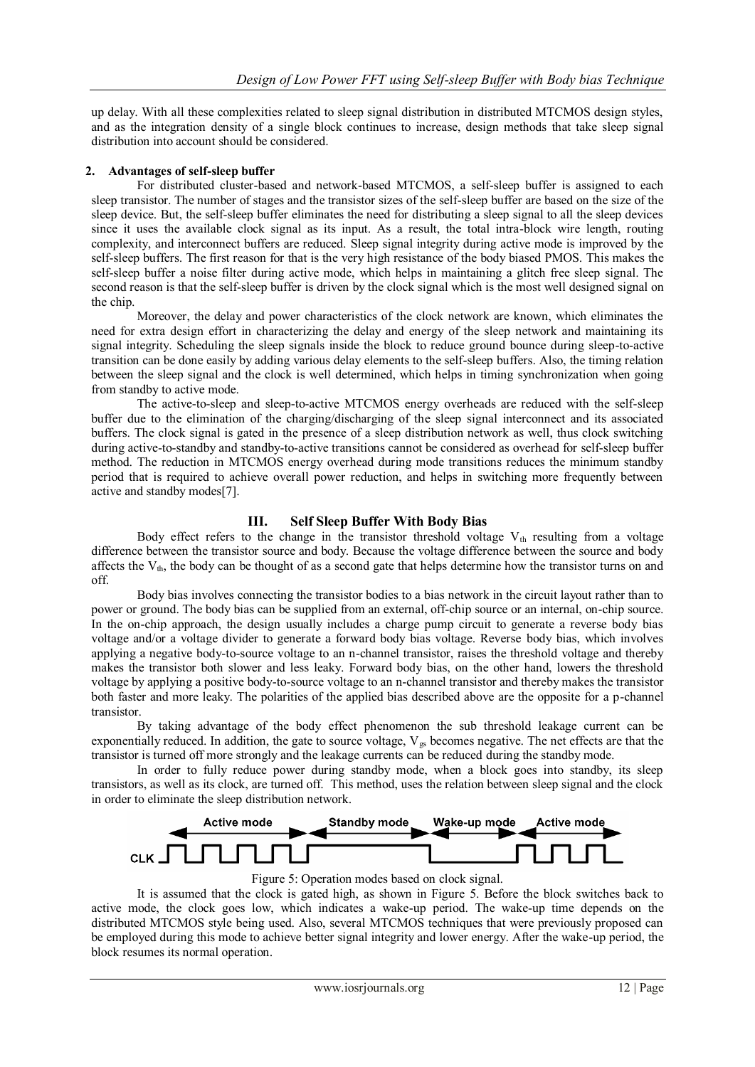up delay. With all these complexities related to sleep signal distribution in distributed MTCMOS design styles, and as the integration density of a single block continues to increase, design methods that take sleep signal distribution into account should be considered.

**2. Advantages of self-sleep buffer**

For distributed cluster-based and network-based MTCMOS, a self-sleep buffer is assigned to each sleep transistor. The number of stages and the transistor sizes of the self-sleep buffer are based on the size of the sleep device. But, the self-sleep buffer eliminates the need for distributing a sleep signal to all the sleep devices since it uses the available clock signal as its input. As a result, the total intra-block wire length, routing complexity, and interconnect buffers are reduced. Sleep signal integrity during active mode is improved by the self-sleep buffers. The first reason for that is the very high resistance of the body biased PMOS. This makes the self-sleep buffer a noise filter during active mode, which helps in maintaining a glitch free sleep signal. The second reason is that the self-sleep buffer is driven by the clock signal which is the most well designed signal on the chip.

Moreover, the delay and power characteristics of the clock network are known, which eliminates the need for extra design effort in characterizing the delay and energy of the sleep network and maintaining its signal integrity. Scheduling the sleep signals inside the block to reduce ground bounce during sleep-to-active transition can be done easily by adding various delay elements to the self-sleep buffers. Also, the timing relation between the sleep signal and the clock is well determined, which helps in timing synchronization when going from standby to active mode.

The active-to-sleep and sleep-to-active MTCMOS energy overheads are reduced with the self-sleep buffer due to the elimination of the charging/discharging of the sleep signal interconnect and its associated buffers. The clock signal is gated in the presence of a sleep distribution network as well, thus clock switching during active-to-standby and standby-to-active transitions cannot be considered as overhead for self-sleep buffer method. The reduction in MTCMOS energy overhead during mode transitions reduces the minimum standby period that is required to achieve overall power reduction, and helps in switching more frequently between active and standby modes[7].

## III. Self Sleep Buffer With Body Bias

Body effect refers to the change in the transistor threshold voltage $V_{th}$ resulting from a voltage difference between the transistor source and body. Because the voltage difference between the source and body affects the $V_{th}$, the body can be thought of as a second gate that helps determine how the transistor turns on and off.

Body bias involves connecting the transistor bodies to a bias network in the circuit layout rather than to power or ground. The body bias can be supplied from an external, off-chip source or an internal, on-chip source. In the on-chip approach, the design usually includes a charge pump circuit to generate a reverse body bias voltage and/or a voltage divider to generate a forward body bias voltage. Reverse body bias, which involves applying a negative body-to-source voltage to an n-channel transistor, raises the threshold voltage and thereby makes the transistor both slower and less leaky. Forward body bias, on the other hand, lowers the threshold voltage by applying a positive body-to-source voltage to an n-channel transistor and thereby makes the transistor both faster and more leaky. The polarities of the applied bias described above are the opposite for a p-channel transistor.

By taking advantage of the body effect phenomenon the sub threshold leakage current can be exponentially reduced. In addition, the gate to source voltage, $V_{gs}$ becomes negative. The net effects are that the transistor is turned off more strongly and the leakage currents can be reduced during the standby mode.

In order to fully reduce power during standby mode, when a block goes into standby, its sleep transistors, as well as its clock, are turned off. This method, uses the relation between sleep signal and the clock in order to eliminate the sleep distribution network.

Figure 5: Operation modes based on clock signal.

It is assumed that the clock is gated high, as shown in Figure 5. Before the block switches back to active mode, the clock goes low, which indicates a wake-up period. The wake-up time depends on the distributed MTCMOS style being used. Also, several MTCMOS techniques that were previously proposed can be employed during this mode to achieve better signal integrity and lower energy. After the wake-up period, the block resumes its normal operation.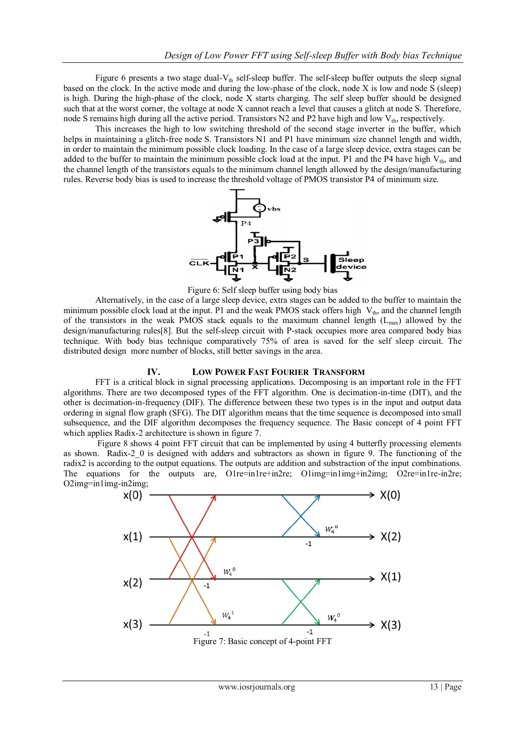Figure 6 presents a two stage dual-$V_{th}$ self-sleep buffer. The self-sleep buffer outputs the sleep signal based on the clock. In the active mode and during the low-phase of the clock, node X is low and node S (sleep) is high. During the high-phase of the clock, node X starts charging. The self sleep buffer should be designed such that at the worst corner, the voltage at node X cannot reach a level that causes a glitch at node S. Therefore, node S remains high during all the active period. Transistors N2 and P2 have high and low $V_{th}$, respectively.

This increases the high to low switching threshold of the second stage inverter in the buffer, which helps in maintaining a glitch-free node S. Transistors N1 and P1 have minimum size channel length and width, in order to maintain the minimum possible clock loading. In the case of a large sleep device, extra stages can be added to the buffer to maintain the minimum possible clock load at the input. P1 and the P4 have high $V_{th}$, and the channel length of the transistors equals to the minimum channel length allowed by the design/manufacturing rules. Reverse body bias is used to increase the threshold voltage of PMOS transistor P4 of minimum size.

Figure 6: Self sleep buffer using body bias

Alternatively, in the case of a large sleep device, extra stages can be added to the buffer to maintain the minimum possible clock load at the input. P1 and the weak PMOS stack offers high $V_{th}$, and the channel length of the transistors in the weak PMOS stack equals to the maximum channel length ($L_{max}$) allowed by the design/manufacturing rules[8]. But the self-sleep circuit with P-stack occupies more area compared body bias technique. With body bias technique comparatively 75% of area is saved for the self sleep circuit. The distributed design more number of blocks, still better savings in the area.

## IV. LOW POWER FAST FOURIER TRANSFORM

FFT is a critical block in signal processing applications. Decomposing is an important role in the FFT algorithms. There are two decomposed types of the FFT algorithm. One is decimation-in-time (DIT), and the other is decimation-in-frequency (DIF). The difference between these two types is in the input and output data ordering in signal flow graph (SFG). The DIT algorithm means that the time sequence is decomposed into small subsequence, and the DIF algorithm decomposes the frequency sequence. The Basic concept of 4 point FFT which applies Radix-2 architecture is shown in figure 7.

Figure 8 shows 4 point FFT circuit that can be implemented by using 4 butterfly processing elements as shown. Radix-2_0 is designed with adders and subtractors as shown in figure 9. The functioning of the radix2 is according to the output equations. The outputs are addition and substraction of the input combinations. The equations for the outputs are, O1re=in1re+in2re; O1img=in1img+in2img; O2re=in1re-in2re; O2img=in1img-in2img;

Figure 7: Basic concept of 4-point FFT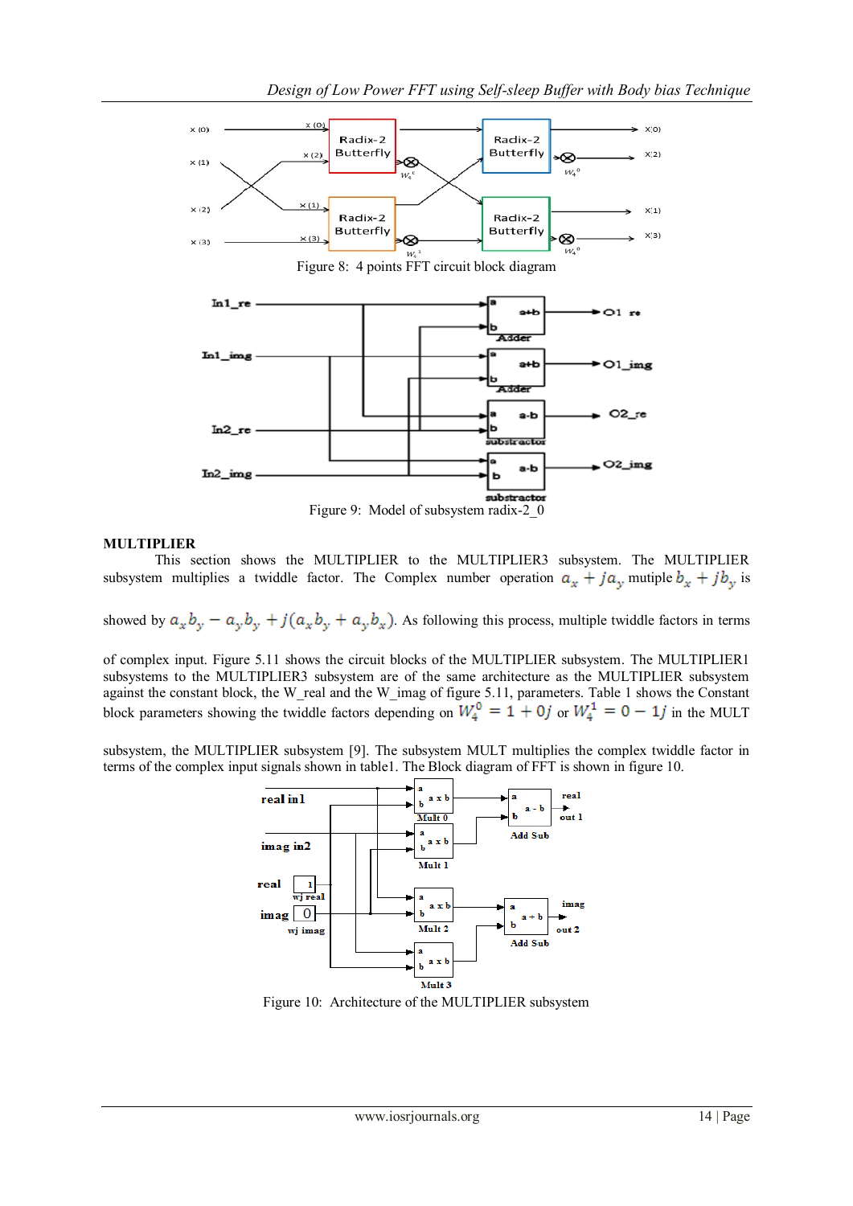Figure 8: 4 points FFT circuit block diagram

Figure 9: Model of subsystem radix-2_0

**MULTIPLIER**

This section shows the MULTIPLIER to the MULTIPLIER3 subsystem. The MULTIPLIER subsystem multiplies a twiddle factor. The Complex number operation $a_x + ja_y$ mutiple $b_x + jb_y$ is showed by $a_x b_y - a_y b_y + j(a_x b_y + a_y b_x)$. As following this process, multiple twiddle factors in terms of complex input. Figure 5.11 shows the circuit blocks of the MULTIPLIER subsystem. The MULTIPLIER1 subsystems to the MULTIPLIER3 subsystem are of the same architecture as the MULTIPLIER subsystem against the constant block, the W_real and the W_imag of figure 5.11, parameters. Table 1 shows the Constant block parameters showing the twiddle factors depending on $W_4^0 = 1 + 0j$ or $W_4^1 = 0 - 1j$ in the MULT subsystem, the MULTIPLIER subsystem [9]. The subsystem MULT multiplies the complex twiddle factor in terms of the complex input signals shown in table1. The Block diagram of FFT is shown in figure 10.

Figure 10: Architecture of the MULTIPLIER subsystem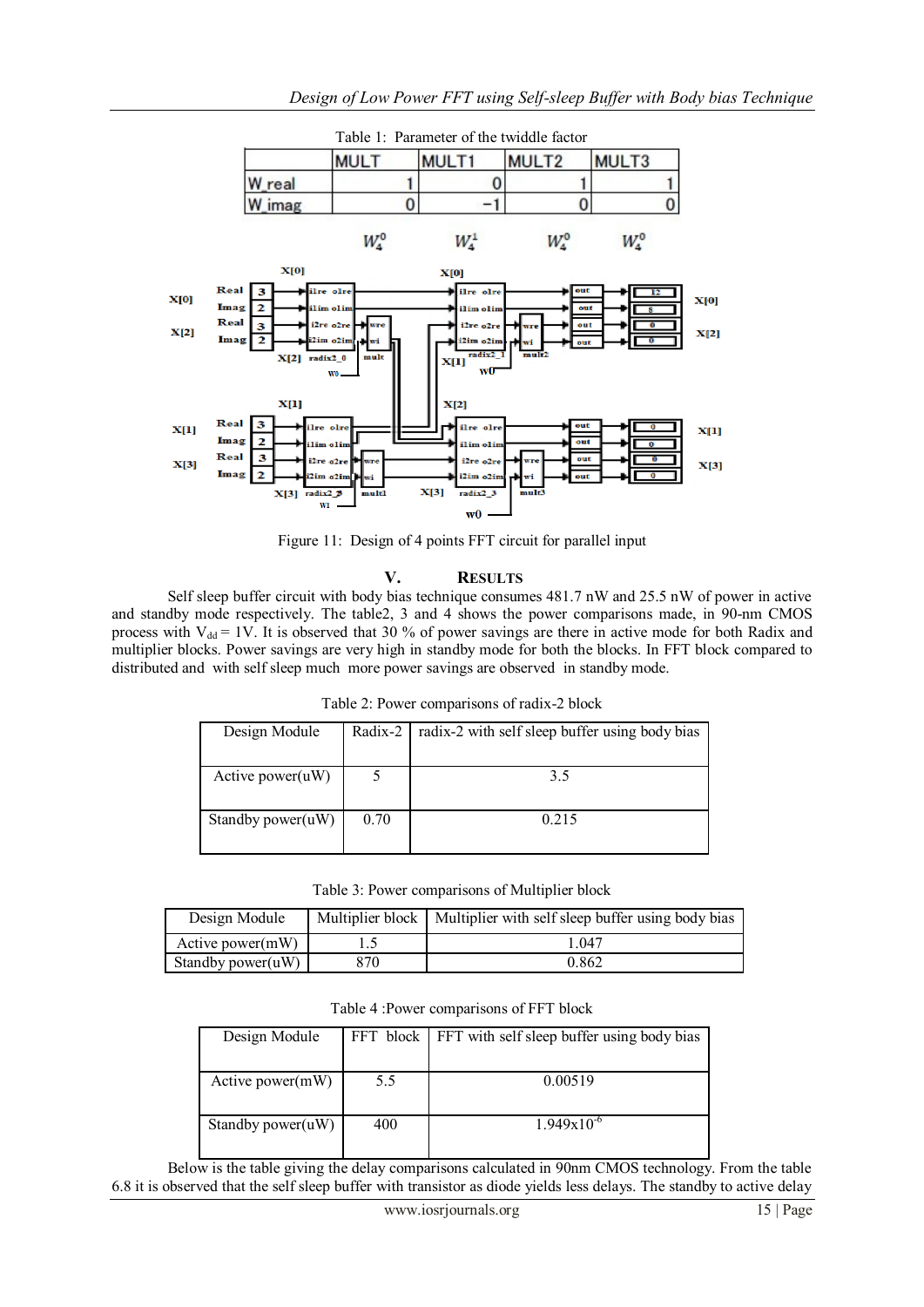Table 1: Parameter of the twiddle factor

| | MULT | MULT1 | MULT2 | MULT3 |
|---|---|---|---|---|
| W_real | 1 | 0 | 1 | 1 |
| W_imag | 0 | −1 | 0 | 0 |

$W_4^0$ $W_4^1$ $W_4^0$ $W_4^0$

Figure 11: Design of 4 points FFT circuit for parallel input

## V. RESULTS

Self sleep buffer circuit with body bias technique consumes 481.7 nW and 25.5 nW of power in active and standby mode respectively. The table2, 3 and 4 shows the power comparisons made, in 90-nm CMOS process with $V_{dd}$ = 1V. It is observed that 30 % of power savings are there in active mode for both Radix and multiplier blocks. Power savings are very high in standby mode for both the blocks. In FFT block compared to distributed and with self sleep much more power savings are observed in standby mode.

Table 2: Power comparisons of radix-2 block

| Design Module | Radix-2 | radix-2 with self sleep buffer using body bias |
|---|---|---|
| Active power(uW) | 5 | 3.5 |
| Standby power(uW) | 0.70 | 0.215 |

Table 3: Power comparisons of Multiplier block

| Design Module | Multiplier block | Multiplier with self sleep buffer using body bias |
|---|---|---|
| Active power(mW) | 1.5 | 1.047 |
| Standby power(uW) | 870 | 0.862 |

Table 4 :Power comparisons of FFT block

| Design Module | FFT block | FFT with self sleep buffer using body bias |
|---|---|---|
| Active power(mW) | 5.5 | 0.00519 |
| Standby power(uW) | 400 | $1.949 \times 10^{-6}$ |

Below is the table giving the delay comparisons calculated in 90nm CMOS technology. From the table 6.8 it is observed that the self sleep buffer with transistor as diode yields less delays. The standby to active delay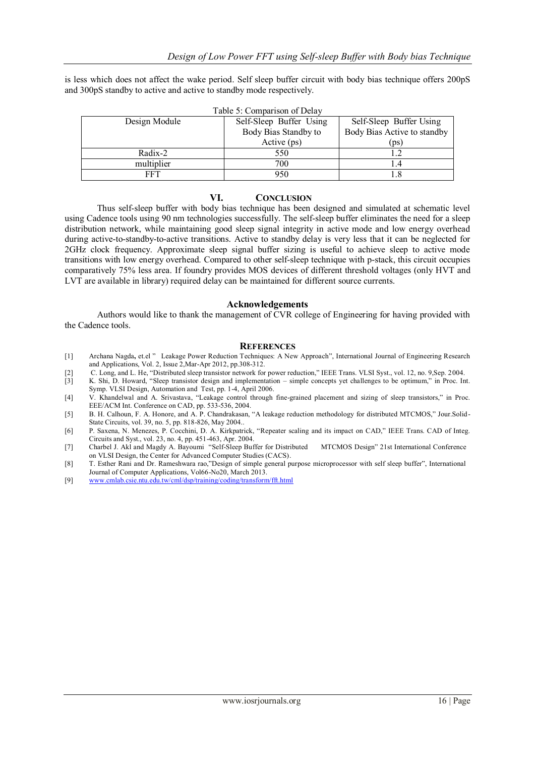is less which does not affect the wake period. Self sleep buffer circuit with body bias technique offers 200pS and 300pS standby to active and active to standby mode respectively.

Table 5: Comparison of Delay

| Design Module | Self-Sleep Buffer Using Body Bias Standby to Active (ps) | Self-Sleep Buffer Using Body Bias Active to standby (ps) |
|---|---|---|
| Radix-2 | 550 | 1.2 |
| multiplier | 700 | 1.4 |
| FFT | 950 | 1.8 |

## VI. CONCLUSION

Thus self-sleep buffer with body bias technique has been designed and simulated at schematic level using Cadence tools using 90 nm technologies successfully. The self-sleep buffer eliminates the need for a sleep distribution network, while maintaining good sleep signal integrity in active mode and low energy overhead during active-to-standby-to-active transitions. Active to standby delay is very less that it can be neglected for 2GHz clock frequency. Approximate sleep signal buffer sizing is useful to achieve sleep to active mode transitions with low energy overhead. Compared to other self-sleep technique with p-stack, this circuit occupies comparatively 75% less area. If foundry provides MOS devices of different threshold voltages (only HVT and LVT are available in library) required delay can be maintained for different source currents.

## Acknowledgements

Authors would like to thank the management of CVR college of Engineering for having provided with the Cadence tools.

## REFERENCES

[1] Archana Nagda, et.el " Leakage Power Reduction Techniques: A New Approach", International Journal of Engineering Research and Applications, Vol. 2, Issue 2,Mar-Apr 2012, pp.308-312.

[2] C. Long, and L. He, "Distributed sleep transistor network for power reduction," IEEE Trans. VLSI Syst., vol. 12, no. 9,Sep. 2004.

[3] K. Shi, D. Howard, "Sleep transistor design and implementation – simple concepts yet challenges to be optimum," in Proc. Int. Symp. VLSI Design, Automation and Test, pp. 1-4, April 2006.

[4] V. Khandelwal and A. Srivastava, "Leakage control through fine-grained placement and sizing of sleep transistors," in Proc. EEE/ACM Int. Conference on CAD, pp. 533-536, 2004.

[5] B. H. Calhoun, F. A. Honore, and A. P. Chandrakasan, "A leakage reduction methodology for distributed MTCMOS," Jour.Solid-State Circuits, vol. 39, no. 5, pp. 818-826, May 2004..

[6] P. Saxena, N. Menezes, P. Cocchini, D. A. Kirkpatrick, "Repeater scaling and its impact on CAD," IEEE Trans. CAD of Integ. Circuits and Syst., vol. 23, no. 4, pp. 451-463, Apr. 2004.

[7] Charbel J. Akl and Magdy A. Bayoumi "Self-Sleep Buffer for Distributed MTCMOS Design" 21st International Conference on VLSI Design, the Center for Advanced Computer Studies (CACS).

[8] T. Esther Rani and Dr. Rameshwara rao,"Design of simple general purpose microprocessor with self sleep buffer", International Journal of Computer Applications, Vol66-No20, March 2013.

[9] www.cmlab.csie.ntu.edu.tw/cml/dsp/training/coding/transform/fft.html